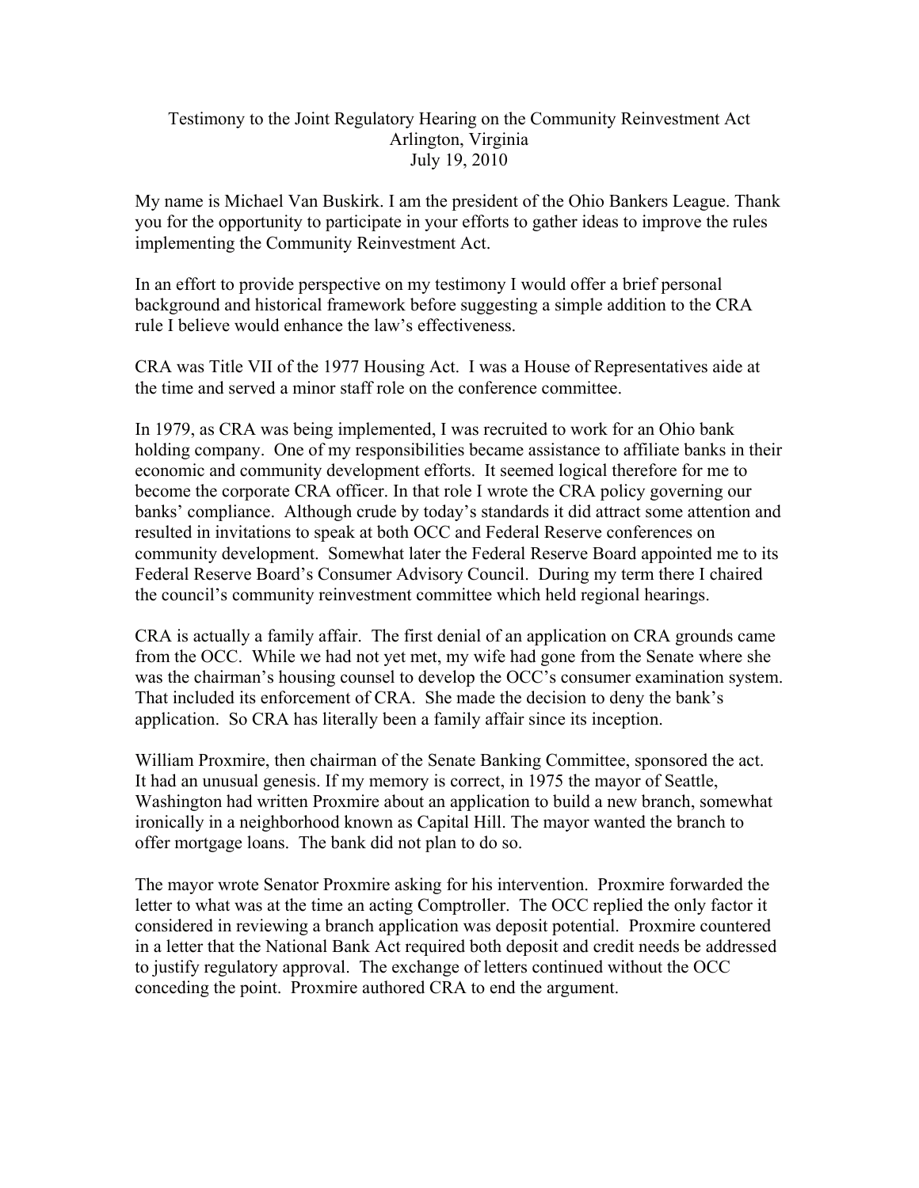Testimony to the Joint Regulatory Hearing on the Community Reinvestment Act
Arlington, Virginia
July 19, 2010

My name is Michael Van Buskirk. I am the president of the Ohio Bankers League. Thank you for the opportunity to participate in your efforts to gather ideas to improve the rules implementing the Community Reinvestment Act.

In an effort to provide perspective on my testimony I would offer a brief personal background and historical framework before suggesting a simple addition to the CRA rule I believe would enhance the law's effectiveness.

CRA was Title VII of the 1977 Housing Act. I was a House of Representatives aide at the time and served a minor staff role on the conference committee.

In 1979, as CRA was being implemented, I was recruited to work for an Ohio bank holding company. One of my responsibilities became assistance to affiliate banks in their economic and community development efforts. It seemed logical therefore for me to become the corporate CRA officer. In that role I wrote the CRA policy governing our banks' compliance. Although crude by today's standards it did attract some attention and resulted in invitations to speak at both OCC and Federal Reserve conferences on community development. Somewhat later the Federal Reserve Board appointed me to its Federal Reserve Board's Consumer Advisory Council. During my term there I chaired the council's community reinvestment committee which held regional hearings.

CRA is actually a family affair. The first denial of an application on CRA grounds came from the OCC. While we had not yet met, my wife had gone from the Senate where she was the chairman's housing counsel to develop the OCC's consumer examination system. That included its enforcement of CRA. She made the decision to deny the bank's application. So CRA has literally been a family affair since its inception.

William Proxmire, then chairman of the Senate Banking Committee, sponsored the act. It had an unusual genesis. If my memory is correct, in 1975 the mayor of Seattle, Washington had written Proxmire about an application to build a new branch, somewhat ironically in a neighborhood known as Capital Hill. The mayor wanted the branch to offer mortgage loans. The bank did not plan to do so.

The mayor wrote Senator Proxmire asking for his intervention. Proxmire forwarded the letter to what was at the time an acting Comptroller. The OCC replied the only factor it considered in reviewing a branch application was deposit potential. Proxmire countered in a letter that the National Bank Act required both deposit and credit needs be addressed to justify regulatory approval. The exchange of letters continued without the OCC conceding the point. Proxmire authored CRA to end the argument.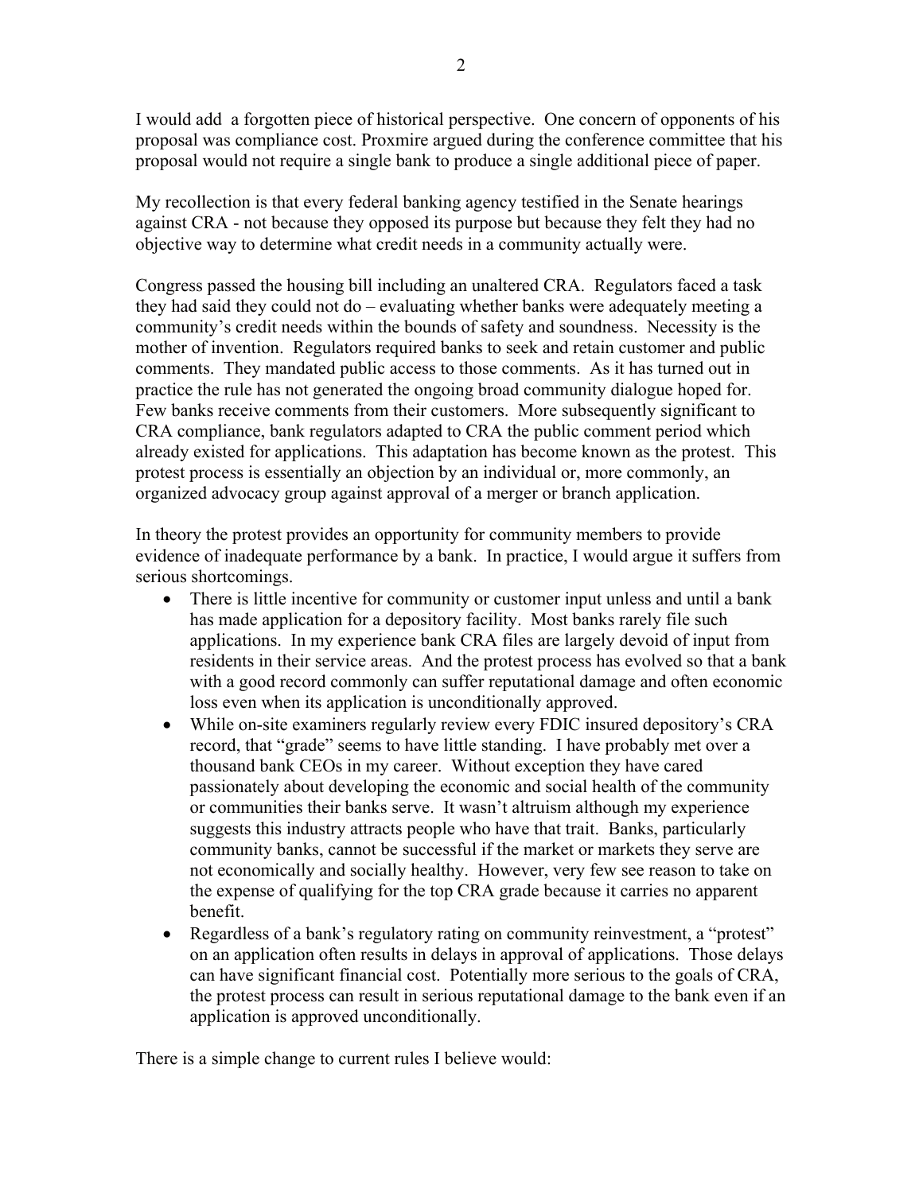I would add a forgotten piece of historical perspective. One concern of opponents of his proposal was compliance cost. Proxmire argued during the conference committee that his proposal would not require a single bank to produce a single additional piece of paper.

My recollection is that every federal banking agency testified in the Senate hearings against CRA - not because they opposed its purpose but because they felt they had no objective way to determine what credit needs in a community actually were.

Congress passed the housing bill including an unaltered CRA. Regulators faced a task they had said they could not do – evaluating whether banks were adequately meeting a community's credit needs within the bounds of safety and soundness. Necessity is the mother of invention. Regulators required banks to seek and retain customer and public comments. They mandated public access to those comments. As it has turned out in practice the rule has not generated the ongoing broad community dialogue hoped for. Few banks receive comments from their customers. More subsequently significant to CRA compliance, bank regulators adapted to CRA the public comment period which already existed for applications. This adaptation has become known as the protest. This protest process is essentially an objection by an individual or, more commonly, an organized advocacy group against approval of a merger or branch application.

In theory the protest provides an opportunity for community members to provide evidence of inadequate performance by a bank. In practice, I would argue it suffers from serious shortcomings.

- There is little incentive for community or customer input unless and until a bank has made application for a depository facility. Most banks rarely file such applications. In my experience bank CRA files are largely devoid of input from residents in their service areas. And the protest process has evolved so that a bank with a good record commonly can suffer reputational damage and often economic loss even when its application is unconditionally approved.
- While on-site examiners regularly review every FDIC insured depository's CRA record, that "grade" seems to have little standing. I have probably met over a thousand bank CEOs in my career. Without exception they have cared passionately about developing the economic and social health of the community or communities their banks serve. It wasn't altruism although my experience suggests this industry attracts people who have that trait. Banks, particularly community banks, cannot be successful if the market or markets they serve are not economically and socially healthy. However, very few see reason to take on the expense of qualifying for the top CRA grade because it carries no apparent benefit.
- Regardless of a bank's regulatory rating on community reinvestment, a "protest" on an application often results in delays in approval of applications. Those delays can have significant financial cost. Potentially more serious to the goals of CRA, the protest process can result in serious reputational damage to the bank even if an application is approved unconditionally.

There is a simple change to current rules I believe would: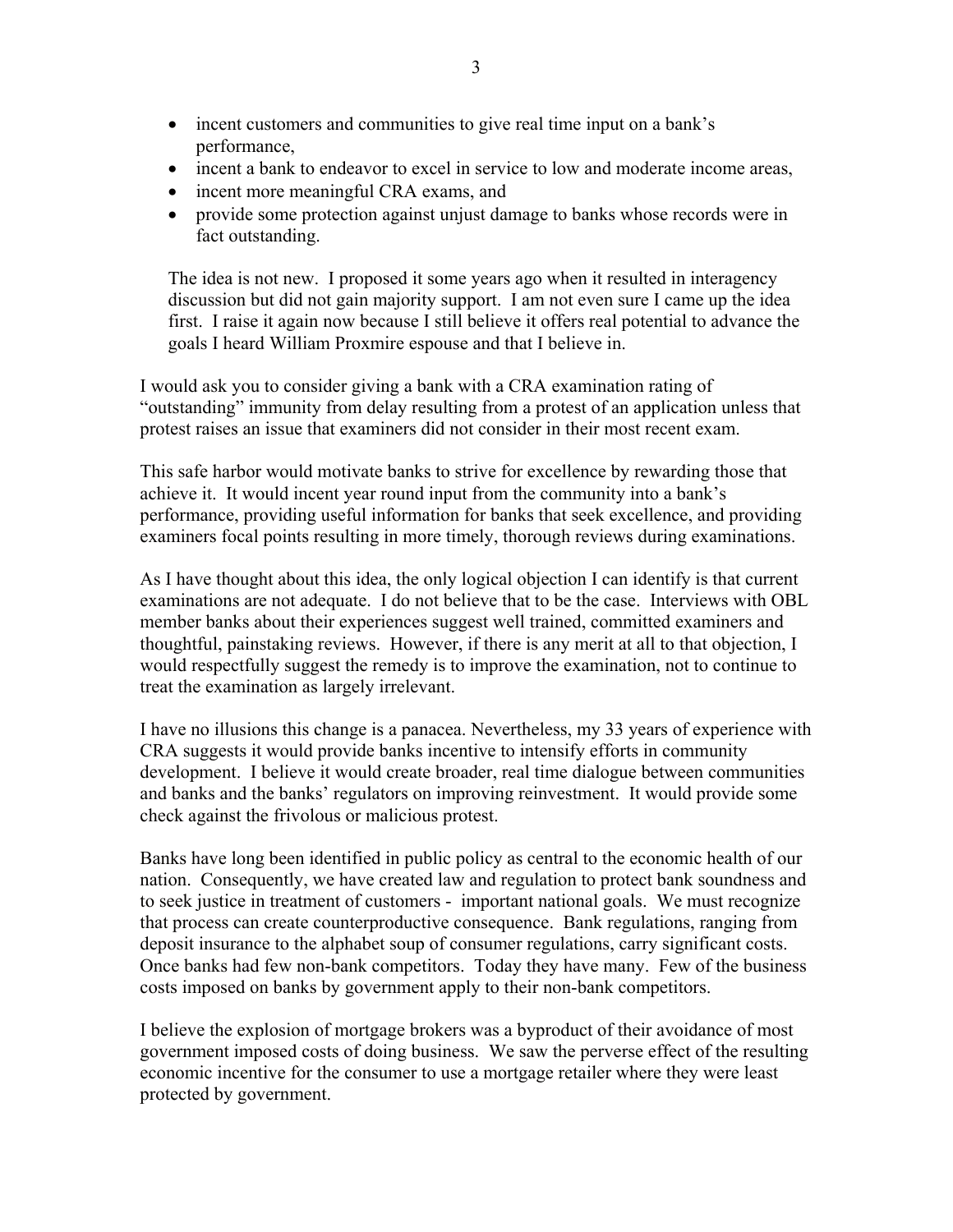- incent customers and communities to give real time input on a bank's performance,
- incent a bank to endeavor to excel in service to low and moderate income areas,
- incent more meaningful CRA exams, and
- provide some protection against unjust damage to banks whose records were in fact outstanding.

The idea is not new. I proposed it some years ago when it resulted in interagency discussion but did not gain majority support. I am not even sure I came up the idea first. I raise it again now because I still believe it offers real potential to advance the goals I heard William Proxmire espouse and that I believe in.

I would ask you to consider giving a bank with a CRA examination rating of "outstanding" immunity from delay resulting from a protest of an application unless that protest raises an issue that examiners did not consider in their most recent exam.

This safe harbor would motivate banks to strive for excellence by rewarding those that achieve it. It would incent year round input from the community into a bank's performance, providing useful information for banks that seek excellence, and providing examiners focal points resulting in more timely, thorough reviews during examinations.

As I have thought about this idea, the only logical objection I can identify is that current examinations are not adequate. I do not believe that to be the case. Interviews with OBL member banks about their experiences suggest well trained, committed examiners and thoughtful, painstaking reviews. However, if there is any merit at all to that objection, I would respectfully suggest the remedy is to improve the examination, not to continue to treat the examination as largely irrelevant.

I have no illusions this change is a panacea. Nevertheless, my 33 years of experience with CRA suggests it would provide banks incentive to intensify efforts in community development. I believe it would create broader, real time dialogue between communities and banks and the banks' regulators on improving reinvestment. It would provide some check against the frivolous or malicious protest.

Banks have long been identified in public policy as central to the economic health of our nation. Consequently, we have created law and regulation to protect bank soundness and to seek justice in treatment of customers - important national goals. We must recognize that process can create counterproductive consequence. Bank regulations, ranging from deposit insurance to the alphabet soup of consumer regulations, carry significant costs. Once banks had few non-bank competitors. Today they have many. Few of the business costs imposed on banks by government apply to their non-bank competitors.

I believe the explosion of mortgage brokers was a byproduct of their avoidance of most government imposed costs of doing business. We saw the perverse effect of the resulting economic incentive for the consumer to use a mortgage retailer where they were least protected by government.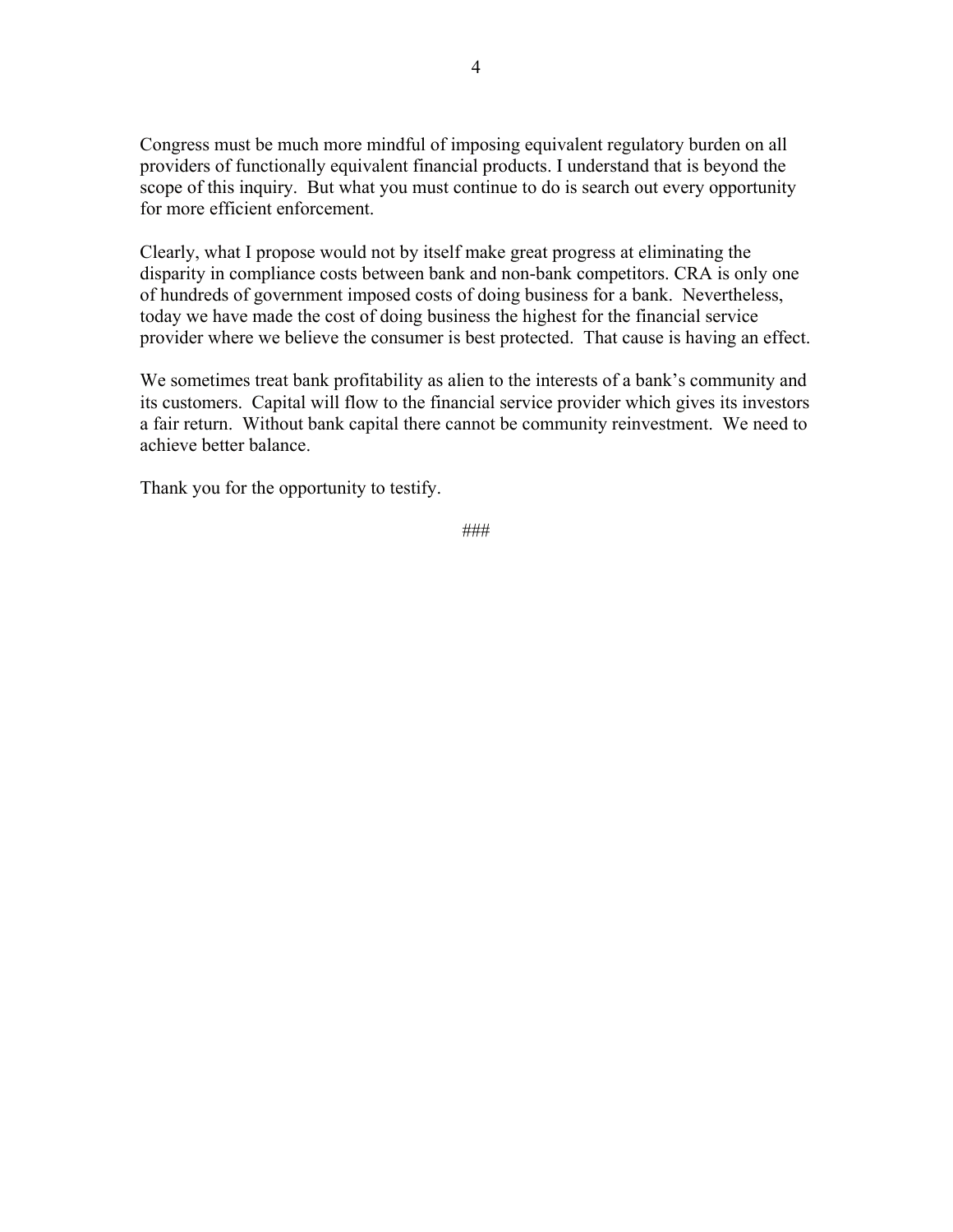Congress must be much more mindful of imposing equivalent regulatory burden on all providers of functionally equivalent financial products. I understand that is beyond the scope of this inquiry. But what you must continue to do is search out every opportunity for more efficient enforcement.

Clearly, what I propose would not by itself make great progress at eliminating the disparity in compliance costs between bank and non-bank competitors. CRA is only one of hundreds of government imposed costs of doing business for a bank. Nevertheless, today we have made the cost of doing business the highest for the financial service provider where we believe the consumer is best protected. That cause is having an effect.

We sometimes treat bank profitability as alien to the interests of a bank's community and its customers. Capital will flow to the financial service provider which gives its investors a fair return. Without bank capital there cannot be community reinvestment. We need to achieve better balance.

Thank you for the opportunity to testify.

###